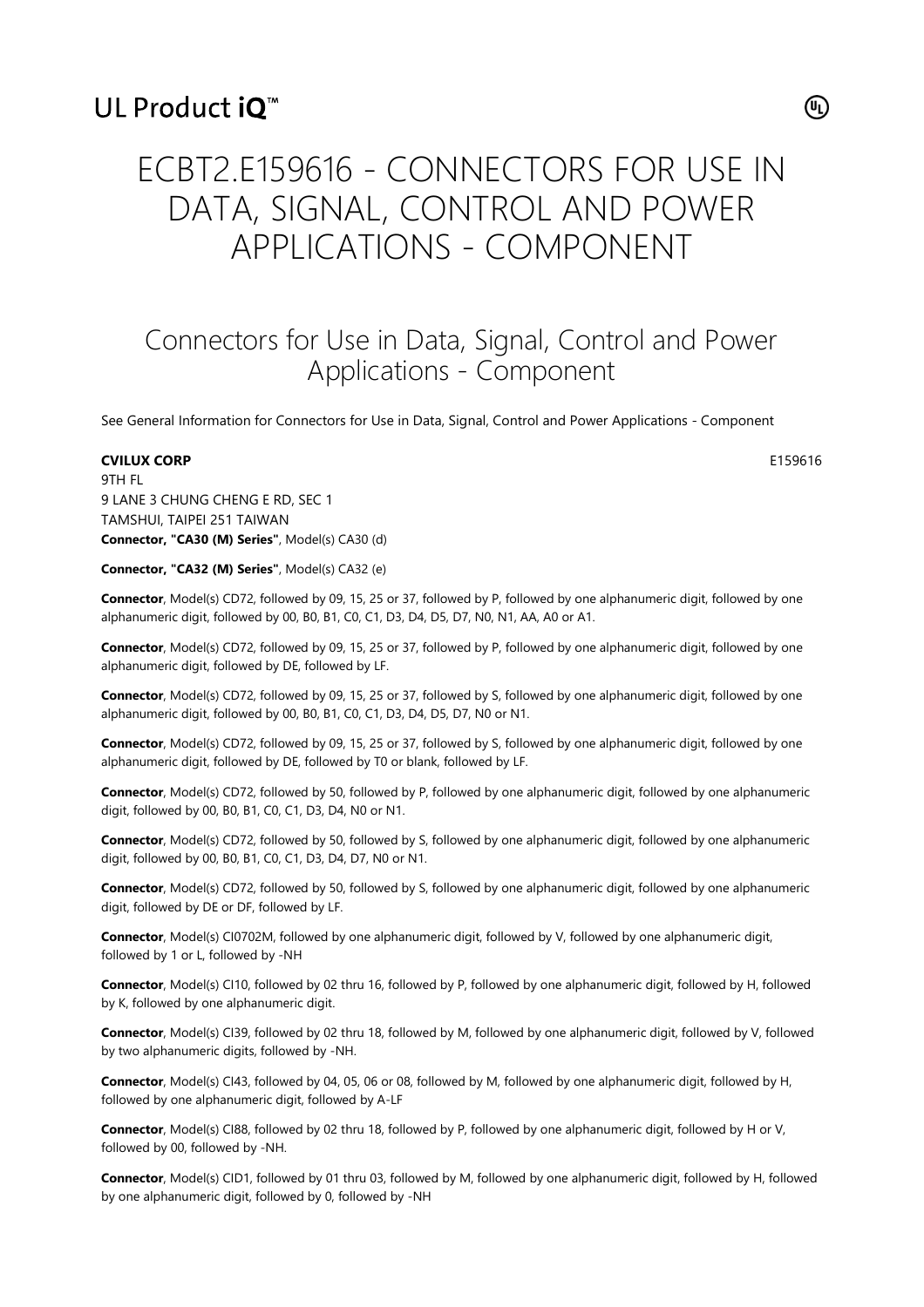UL Product iQ™

# ECBT2.E159616 - CONNECTORS FOR USE IN DATA, SIGNAL, CONTROL AND POWER APPLICATIONS - COMPONENT

## Connectors for Use in Data, Signal, Control and Power Applications - Component

See General Information for Connectors for Use in Data, Signal, Control and Power Applications - Component

**CVILUX CORP** E159616

9TH FL
9 LANE 3 CHUNG CHENG E RD, SEC 1
TAMSHUI, TAIPEI 251 TAIWAN

**Connector, "CA30 (M) Series"**, Model(s) CA30 (d)

**Connector, "CA32 (M) Series"**, Model(s) CA32 (e)

**Connector**, Model(s) CD72, followed by 09, 15, 25 or 37, followed by P, followed by one alphanumeric digit, followed by one alphanumeric digit, followed by 00, B0, B1, C0, C1, D3, D4, D5, D7, N0, N1, AA, A0 or A1.

**Connector**, Model(s) CD72, followed by 09, 15, 25 or 37, followed by P, followed by one alphanumeric digit, followed by one alphanumeric digit, followed by DE, followed by LF.

**Connector**, Model(s) CD72, followed by 09, 15, 25 or 37, followed by S, followed by one alphanumeric digit, followed by one alphanumeric digit, followed by 00, B0, B1, C0, C1, D3, D4, D5, D7, N0 or N1.

**Connector**, Model(s) CD72, followed by 09, 15, 25 or 37, followed by S, followed by one alphanumeric digit, followed by one alphanumeric digit, followed by DE, followed by T0 or blank, followed by LF.

**Connector**, Model(s) CD72, followed by 50, followed by P, followed by one alphanumeric digit, followed by one alphanumeric digit, followed by 00, B0, B1, C0, C1, D3, D4, N0 or N1.

**Connector**, Model(s) CD72, followed by 50, followed by S, followed by one alphanumeric digit, followed by one alphanumeric digit, followed by 00, B0, B1, C0, C1, D3, D4, D7, N0 or N1.

**Connector**, Model(s) CD72, followed by 50, followed by S, followed by one alphanumeric digit, followed by one alphanumeric digit, followed by DE or DF, followed by LF.

**Connector**, Model(s) CI0702M, followed by one alphanumeric digit, followed by V, followed by one alphanumeric digit, followed by 1 or L, followed by -NH

**Connector**, Model(s) CI10, followed by 02 thru 16, followed by P, followed by one alphanumeric digit, followed by H, followed by K, followed by one alphanumeric digit.

**Connector**, Model(s) CI39, followed by 02 thru 18, followed by M, followed by one alphanumeric digit, followed by V, followed by two alphanumeric digits, followed by -NH.

**Connector**, Model(s) CI43, followed by 04, 05, 06 or 08, followed by M, followed by one alphanumeric digit, followed by H, followed by one alphanumeric digit, followed by A-LF

**Connector**, Model(s) CI88, followed by 02 thru 18, followed by P, followed by one alphanumeric digit, followed by H or V, followed by 00, followed by -NH.

**Connector**, Model(s) CID1, followed by 01 thru 03, followed by M, followed by one alphanumeric digit, followed by H, followed by one alphanumeric digit, followed by 0, followed by -NH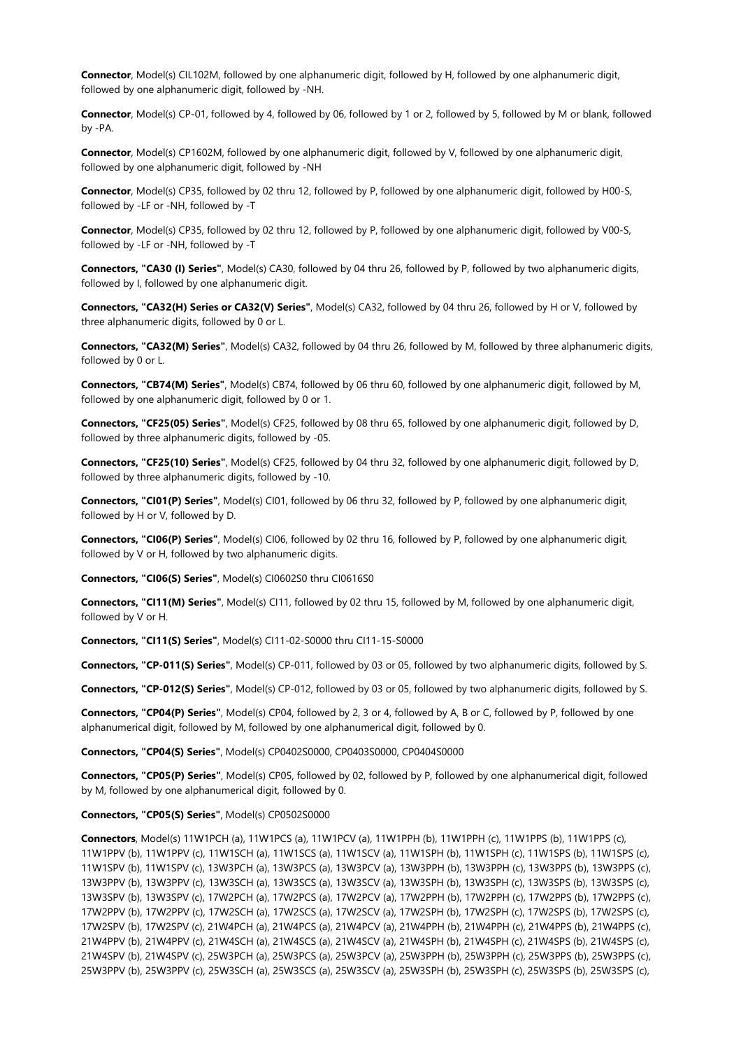**Connector**, Model(s) CIL102M, followed by one alphanumeric digit, followed by H, followed by one alphanumeric digit, followed by one alphanumeric digit, followed by -NH.

**Connector**, Model(s) CP-01, followed by 4, followed by 06, followed by 1 or 2, followed by 5, followed by M or blank, followed by -PA.

**Connector**, Model(s) CP1602M, followed by one alphanumeric digit, followed by V, followed by one alphanumeric digit, followed by one alphanumeric digit, followed by -NH

**Connector**, Model(s) CP35, followed by 02 thru 12, followed by P, followed by one alphanumeric digit, followed by H00-S, followed by -LF or -NH, followed by -T

**Connector**, Model(s) CP35, followed by 02 thru 12, followed by P, followed by one alphanumeric digit, followed by V00-S, followed by -LF or -NH, followed by -T

**Connectors, "CA30 (I) Series"**, Model(s) CA30, followed by 04 thru 26, followed by P, followed by two alphanumeric digits, followed by I, followed by one alphanumeric digit.

**Connectors, "CA32(H) Series or CA32(V) Series"**, Model(s) CA32, followed by 04 thru 26, followed by H or V, followed by three alphanumeric digits, followed by 0 or L.

**Connectors, "CA32(M) Series"**, Model(s) CA32, followed by 04 thru 26, followed by M, followed by three alphanumeric digits, followed by 0 or L.

**Connectors, "CB74(M) Series"**, Model(s) CB74, followed by 06 thru 60, followed by one alphanumeric digit, followed by M, followed by one alphanumeric digit, followed by 0 or 1.

**Connectors, "CF25(05) Series"**, Model(s) CF25, followed by 08 thru 65, followed by one alphanumeric digit, followed by D, followed by three alphanumeric digits, followed by -05.

**Connectors, "CF25(10) Series"**, Model(s) CF25, followed by 04 thru 32, followed by one alphanumeric digit, followed by D, followed by three alphanumeric digits, followed by -10.

**Connectors, "CI01(P) Series"**, Model(s) CI01, followed by 06 thru 32, followed by P, followed by one alphanumeric digit, followed by H or V, followed by D.

**Connectors, "CI06(P) Series"**, Model(s) CI06, followed by 02 thru 16, followed by P, followed by one alphanumeric digit, followed by V or H, followed by two alphanumeric digits.

**Connectors, "CI06(S) Series"**, Model(s) CI0602S0 thru CI0616S0

**Connectors, "CI11(M) Series"**, Model(s) CI11, followed by 02 thru 15, followed by M, followed by one alphanumeric digit, followed by V or H.

**Connectors, "CI11(S) Series"**, Model(s) CI11-02-S0000 thru CI11-15-S0000

**Connectors, "CP-011(S) Series"**, Model(s) CP-011, followed by 03 or 05, followed by two alphanumeric digits, followed by S.

**Connectors, "CP-012(S) Series"**, Model(s) CP-012, followed by 03 or 05, followed by two alphanumeric digits, followed by S.

**Connectors, "CP04(P) Series"**, Model(s) CP04, followed by 2, 3 or 4, followed by A, B or C, followed by P, followed by one alphanumerical digit, followed by M, followed by one alphanumerical digit, followed by 0.

**Connectors, "CP04(S) Series"**, Model(s) CP0402S0000, CP0403S0000, CP0404S0000

**Connectors, "CP05(P) Series"**, Model(s) CP05, followed by 02, followed by P, followed by one alphanumerical digit, followed by M, followed by one alphanumerical digit, followed by 0.

**Connectors, "CP05(S) Series"**, Model(s) CP0502S0000

**Connectors**, Model(s) 11W1PCH (a), 11W1PCS (a), 11W1PCV (a), 11W1PPH (b), 11W1PPH (c), 11W1PPS (b), 11W1PPS (c), 11W1PPV (b), 11W1PPV (c), 11W1SCH (a), 11W1SCS (a), 11W1SCV (a), 11W1SPH (b), 11W1SPH (c), 11W1SPS (b), 11W1SPS (c), 11W1SPV (b), 11W1SPV (c), 13W3PCH (a), 13W3PCS (a), 13W3PCV (a), 13W3PPH (b), 13W3PPH (c), 13W3PPS (b), 13W3PPS (c), 13W3PPV (b), 13W3PPV (c), 13W3SCH (a), 13W3SCS (a), 13W3SCV (a), 13W3SPH (b), 13W3SPH (c), 13W3SPS (b), 13W3SPS (c), 13W3SPV (b), 13W3SPV (c), 17W2PCH (a), 17W2PCS (a), 17W2PCV (a), 17W2PPH (b), 17W2PPH (c), 17W2PPS (b), 17W2PPS (c), 17W2PPV (b), 17W2PPV (c), 17W2SCH (a), 17W2SCS (a), 17W2SCV (a), 17W2SPH (b), 17W2SPH (c), 17W2SPS (b), 17W2SPS (c), 17W2SPV (b), 17W2SPV (c), 21W4PCH (a), 21W4PCS (a), 21W4PCV (a), 21W4PPH (b), 21W4PPH (c), 21W4PPS (b), 21W4PPS (c), 21W4PPV (b), 21W4PPV (c), 21W4SCH (a), 21W4SCS (a), 21W4SCV (a), 21W4SPH (b), 21W4SPH (c), 21W4SPS (b), 21W4SPS (c), 21W4SPV (b), 21W4SPV (c), 25W3PCH (a), 25W3PCS (a), 25W3PCV (a), 25W3PPH (b), 25W3PPH (c), 25W3PPS (b), 25W3PPS (c), 25W3PPV (b), 25W3PPV (c), 25W3SCH (a), 25W3SCS (a), 25W3SCV (a), 25W3SPH (b), 25W3SPH (c), 25W3SPS (b), 25W3SPS (c),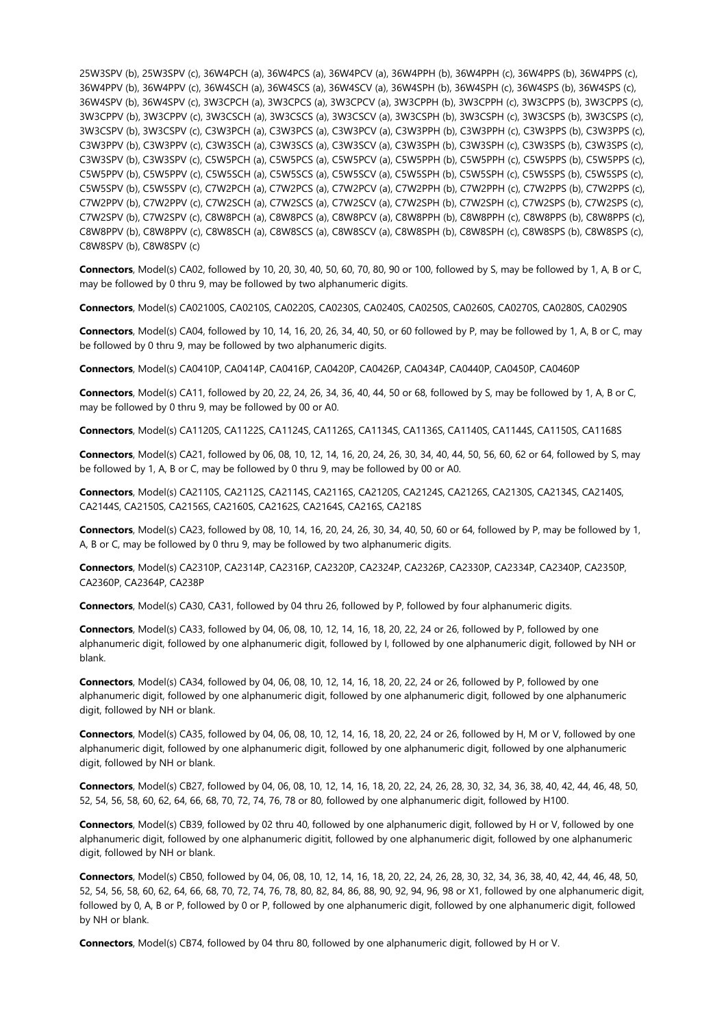25W3SPV (b), 25W3SPV (c), 36W4PCH (a), 36W4PCS (a), 36W4PCV (a), 36W4PPH (b), 36W4PPH (c), 36W4PPS (b), 36W4PPS (c), 36W4PPV (b), 36W4PPV (c), 36W4SCH (a), 36W4SCS (a), 36W4SCV (a), 36W4SPH (b), 36W4SPH (c), 36W4SPS (b), 36W4SPS (c), 36W4SPV (b), 36W4SPV (c), 3W3CPCH (a), 3W3CPCS (a), 3W3CPCV (a), 3W3CPPH (b), 3W3CPPH (c), 3W3CPPS (b), 3W3CPPS (c), 3W3CPPV (b), 3W3CPPV (c), 3W3CSCH (a), 3W3CSCS (a), 3W3CSCV (a), 3W3CSPH (b), 3W3CSPH (c), 3W3CSPS (b), 3W3CSPS (c), 3W3CSPV (b), 3W3CSPV (c), C3W3PCH (a), C3W3PCS (a), C3W3PCV (a), C3W3PPH (b), C3W3PPH (c), C3W3PPS (b), C3W3PPS (c), C3W3PPV (b), C3W3PPV (c), C3W3SCH (a), C3W3SCS (a), C3W3SCV (a), C3W3SPH (b), C3W3SPH (c), C3W3SPS (b), C3W3SPS (c), C3W3SPV (b), C3W3SPV (c), C5W5PCH (a), C5W5PCS (a), C5W5PCV (a), C5W5PPH (b), C5W5PPH (c), C5W5PPS (b), C5W5PPS (c), C5W5PPV (b), C5W5PPV (c), C5W5SCH (a), C5W5SCS (a), C5W5SCV (a), C5W5SPH (b), C5W5SPH (c), C5W5SPS (b), C5W5SPS (c), C5W5SPV (b), C5W5SPV (c), C7W2PCH (a), C7W2PCS (a), C7W2PCV (a), C7W2PPH (b), C7W2PPH (c), C7W2PPS (b), C7W2PPS (c), C7W2PPV (b), C7W2PPV (c), C7W2SCH (a), C7W2SCS (a), C7W2SCV (a), C7W2SPH (b), C7W2SPH (c), C7W2SPS (b), C7W2SPS (c), C7W2SPV (b), C7W2SPV (c), C8W8PCH (a), C8W8PCS (a), C8W8PCV (a), C8W8PPH (b), C8W8PPH (c), C8W8PPS (b), C8W8PPS (c), C8W8PPV (b), C8W8PPV (c), C8W8SCH (a), C8W8SCS (a), C8W8SCV (a), C8W8SPH (b), C8W8SPH (c), C8W8SPS (b), C8W8SPS (c), C8W8SPV (b), C8W8SPV (c)

**Connectors**, Model(s) CA02, followed by 10, 20, 30, 40, 50, 60, 70, 80, 90 or 100, followed by S, may be followed by 1, A, B or C, may be followed by 0 thru 9, may be followed by two alphanumeric digits.

**Connectors**, Model(s) CA02100S, CA0210S, CA0220S, CA0230S, CA0240S, CA0250S, CA0260S, CA0270S, CA0280S, CA0290S

**Connectors**, Model(s) CA04, followed by 10, 14, 16, 20, 26, 34, 40, 50, or 60 followed by P, may be followed by 1, A, B or C, may be followed by 0 thru 9, may be followed by two alphanumeric digits.

**Connectors**, Model(s) CA0410P, CA0414P, CA0416P, CA0420P, CA0426P, CA0434P, CA0440P, CA0450P, CA0460P

**Connectors**, Model(s) CA11, followed by 20, 22, 24, 26, 34, 36, 40, 44, 50 or 68, followed by S, may be followed by 1, A, B or C, may be followed by 0 thru 9, may be followed by 00 or A0.

**Connectors**, Model(s) CA1120S, CA1122S, CA1124S, CA1126S, CA1134S, CA1136S, CA1140S, CA1144S, CA1150S, CA1168S

**Connectors**, Model(s) CA21, followed by 06, 08, 10, 12, 14, 16, 20, 24, 26, 30, 34, 40, 44, 50, 56, 60, 62 or 64, followed by S, may be followed by 1, A, B or C, may be followed by 0 thru 9, may be followed by 00 or A0.

**Connectors**, Model(s) CA2110S, CA2112S, CA2114S, CA2116S, CA2120S, CA2124S, CA2126S, CA2130S, CA2134S, CA2140S, CA2144S, CA2150S, CA2156S, CA2160S, CA2162S, CA2164S, CA216S, CA218S

**Connectors**, Model(s) CA23, followed by 08, 10, 14, 16, 20, 24, 26, 30, 34, 40, 50, 60 or 64, followed by P, may be followed by 1, A, B or C, may be followed by 0 thru 9, may be followed by two alphanumeric digits.

**Connectors**, Model(s) CA2310P, CA2314P, CA2316P, CA2320P, CA2324P, CA2326P, CA2330P, CA2334P, CA2340P, CA2350P, CA2360P, CA2364P, CA238P

**Connectors**, Model(s) CA30, CA31, followed by 04 thru 26, followed by P, followed by four alphanumeric digits.

**Connectors**, Model(s) CA33, followed by 04, 06, 08, 10, 12, 14, 16, 18, 20, 22, 24 or 26, followed by P, followed by one alphanumeric digit, followed by one alphanumeric digit, followed by I, followed by one alphanumeric digit, followed by NH or blank.

**Connectors**, Model(s) CA34, followed by 04, 06, 08, 10, 12, 14, 16, 18, 20, 22, 24 or 26, followed by P, followed by one alphanumeric digit, followed by one alphanumeric digit, followed by one alphanumeric digit, followed by one alphanumeric digit, followed by NH or blank.

**Connectors**, Model(s) CA35, followed by 04, 06, 08, 10, 12, 14, 16, 18, 20, 22, 24 or 26, followed by H, M or V, followed by one alphanumeric digit, followed by one alphanumeric digit, followed by one alphanumeric digit, followed by one alphanumeric digit, followed by NH or blank.

**Connectors**, Model(s) CB27, followed by 04, 06, 08, 10, 12, 14, 16, 18, 20, 22, 24, 26, 28, 30, 32, 34, 36, 38, 40, 42, 44, 46, 48, 50, 52, 54, 56, 58, 60, 62, 64, 66, 68, 70, 72, 74, 76, 78 or 80, followed by one alphanumeric digit, followed by H100.

**Connectors**, Model(s) CB39, followed by 02 thru 40, followed by one alphanumeric digit, followed by H or V, followed by one alphanumeric digit, followed by one alphanumeric digitit, followed by one alphanumeric digit, followed by one alphanumeric digit, followed by NH or blank.

**Connectors**, Model(s) CB50, followed by 04, 06, 08, 10, 12, 14, 16, 18, 20, 22, 24, 26, 28, 30, 32, 34, 36, 38, 40, 42, 44, 46, 48, 50, 52, 54, 56, 58, 60, 62, 64, 66, 68, 70, 72, 74, 76, 78, 80, 82, 84, 86, 88, 90, 92, 94, 96, 98 or X1, followed by one alphanumeric digit, followed by 0, A, B or P, followed by 0 or P, followed by one alphanumeric digit, followed by one alphanumeric digit, followed by NH or blank.

**Connectors**, Model(s) CB74, followed by 04 thru 80, followed by one alphanumeric digit, followed by H or V.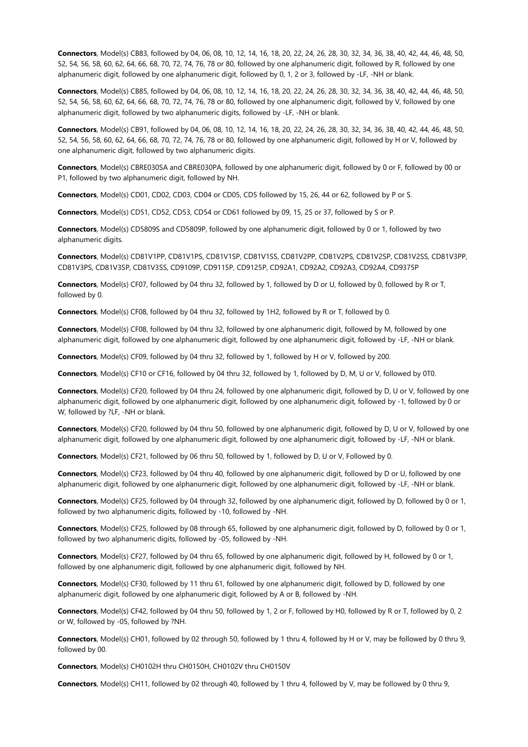**Connectors**, Model(s) CB83, followed by 04, 06, 08, 10, 12, 14, 16, 18, 20, 22, 24, 26, 28, 30, 32, 34, 36, 38, 40, 42, 44, 46, 48, 50, 52, 54, 56, 58, 60, 62, 64, 66, 68, 70, 72, 74, 76, 78 or 80, followed by one alphanumeric digit, followed by R, followed by one alphanumeric digit, followed by one alphanumeric digit, followed by 0, 1, 2 or 3, followed by -LF, -NH or blank.

**Connectors**, Model(s) CB85, followed by 04, 06, 08, 10, 12, 14, 16, 18, 20, 22, 24, 26, 28, 30, 32, 34, 36, 38, 40, 42, 44, 46, 48, 50, 52, 54, 56, 58, 60, 62, 64, 66, 68, 70, 72, 74, 76, 78 or 80, followed by one alphanumeric digit, followed by V, followed by one alphanumeric digit, followed by two alphanumeric digits, followed by -LF, -NH or blank.

**Connectors**, Model(s) CB91, followed by 04, 06, 08, 10, 12, 14, 16, 18, 20, 22, 24, 26, 28, 30, 32, 34, 36, 38, 40, 42, 44, 46, 48, 50, 52, 54, 56, 58, 60, 62, 64, 66, 68, 70, 72, 74, 76, 78 or 80, followed by one alphanumeric digit, followed by H or V, followed by one alphanumeric digit, followed by two alphanumeric digits.

**Connectors**, Model(s) CBRE030SA and CBRE030PA, followed by one alphanumeric digit, followed by 0 or F, followed by 00 or P1, followed by two alphanumeric digit, followed by NH.

**Connectors**, Model(s) CD01, CD02, CD03, CD04 or CD05, CD5 followed by 15, 26, 44 or 62, followed by P or S.

**Connectors**, Model(s) CD51, CD52, CD53, CD54 or CD61 followed by 09, 15, 25 or 37, followed by S or P.

**Connectors**, Model(s) CD5809S and CD5809P, followed by one alphanumeric digit, followed by 0 or 1, followed by two alphanumeric digits.

**Connectors**, Model(s) CD81V1PP, CD81V1PS, CD81V1SP, CD81V1SS, CD81V2PP, CD81V2PS, CD81V2SP, CD81V2SS, CD81V3PP, CD81V3PS, CD81V3SP, CD81V3SS, CD9109P, CD9115P, CD9125P, CD92A1, CD92A2, CD92A3, CD92A4, CD9375P

**Connectors**, Model(s) CF07, followed by 04 thru 32, followed by 1, followed by D or U, followed by 0, followed by R or T, followed by 0.

**Connectors**, Model(s) CF08, followed by 04 thru 32, followed by 1H2, followed by R or T, followed by 0.

**Connectors**, Model(s) CF08, followed by 04 thru 32, followed by one alphanumeric digit, followed by M, followed by one alphanumeric digit, followed by one alphanumeric digit, followed by one alphanumeric digit, followed by -LF, -NH or blank.

**Connectors**, Model(s) CF09, followed by 04 thru 32, followed by 1, followed by H or V, followed by 200.

**Connectors**, Model(s) CF10 or CF16, followed by 04 thru 32, followed by 1, followed by D, M, U or V, followed by 0T0.

**Connectors**, Model(s) CF20, followed by 04 thru 24, followed by one alphanumeric digit, followed by D, U or V, followed by one alphanumeric digit, followed by one alphanumeric digit, followed by one alphanumeric digit, followed by -1, followed by 0 or W, followed by ?LF, -NH or blank.

**Connectors**, Model(s) CF20, followed by 04 thru 50, followed by one alphanumeric digit, followed by D, U or V, followed by one alphanumeric digit, followed by one alphanumeric digit, followed by one alphanumeric digit, followed by -LF, -NH or blank.

**Connectors**, Model(s) CF21, followed by 06 thru 50, followed by 1, followed by D, U or V, Followed by 0.

**Connectors**, Model(s) CF23, followed by 04 thru 40, followed by one alphanumeric digit, followed by D or U, followed by one alphanumeric digit, followed by one alphanumeric digit, followed by one alphanumeric digit, followed by -LF, -NH or blank.

**Connectors**, Model(s) CF25, followed by 04 through 32, followed by one alphanumeric digit, followed by D, followed by 0 or 1, followed by two alphanumeric digits, followed by -10, followed by -NH.

**Connectors**, Model(s) CF25, followed by 08 through 65, followed by one alphanumeric digit, followed by D, followed by 0 or 1, followed by two alphanumeric digits, followed by -05, followed by -NH.

**Connectors**, Model(s) CF27, followed by 04 thru 65, followed by one alphanumeric digit, followed by H, followed by 0 or 1, followed by one alphanumeric digit, followed by one alphanumeric digit, followed by NH.

**Connectors**, Model(s) CF30, followed by 11 thru 61, followed by one alphanumeric digit, followed by D, followed by one alphanumeric digit, followed by one alphanumeric digit, followed by A or B, followed by -NH.

**Connectors**, Model(s) CF42, followed by 04 thru 50, followed by 1, 2 or F, followed by H0, followed by R or T, followed by 0, 2 or W, followed by -05, followed by ?NH.

**Connectors**, Model(s) CH01, followed by 02 through 50, followed by 1 thru 4, followed by H or V, may be followed by 0 thru 9, followed by 00.

**Connectors**, Model(s) CH0102H thru CH0150H, CH0102V thru CH0150V

**Connectors**, Model(s) CH11, followed by 02 through 40, followed by 1 thru 4, followed by V, may be followed by 0 thru 9,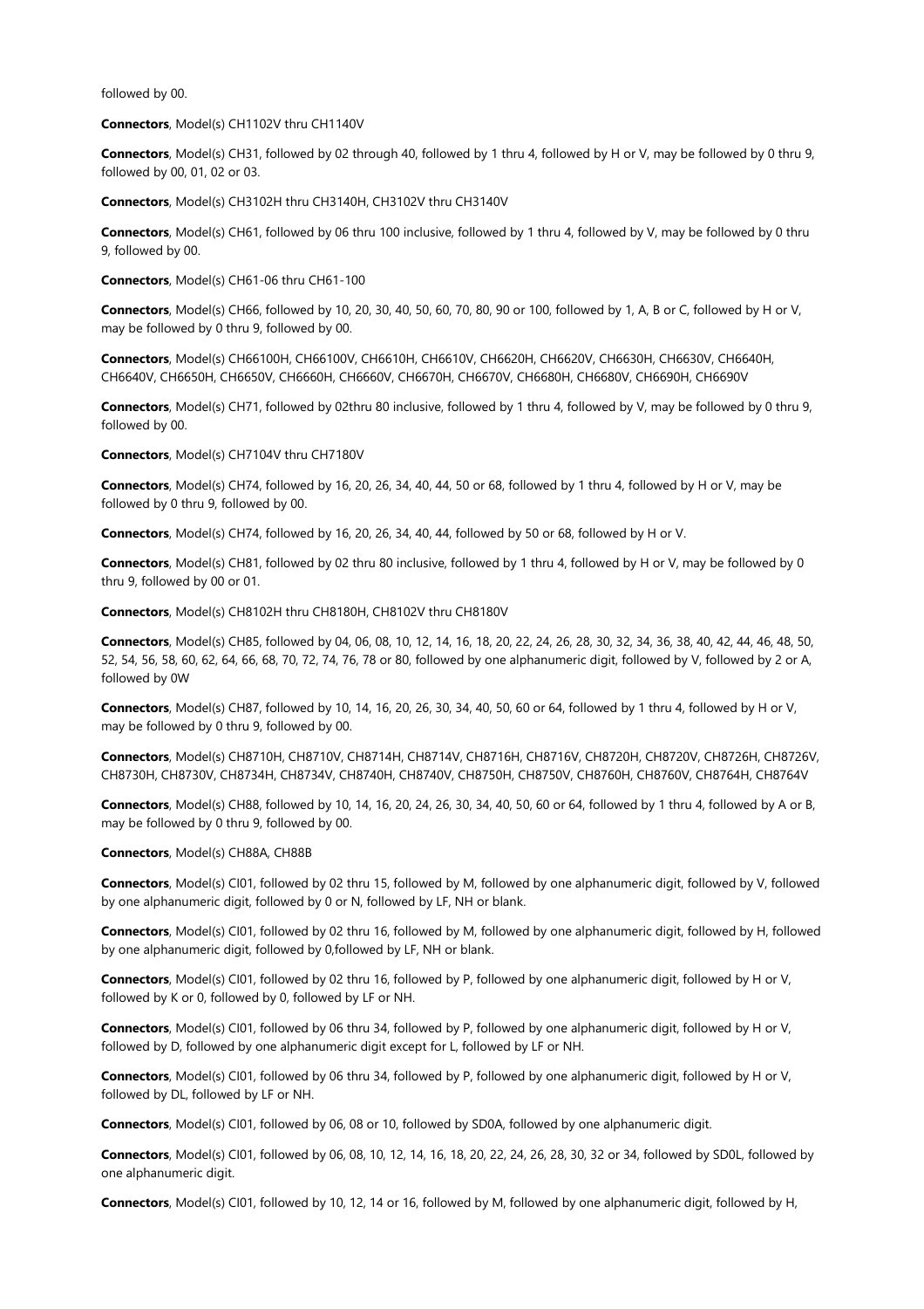followed by 00.

**Connectors**, Model(s) CH1102V thru CH1140V

**Connectors**, Model(s) CH31, followed by 02 through 40, followed by 1 thru 4, followed by H or V, may be followed by 0 thru 9, followed by 00, 01, 02 or 03.

**Connectors**, Model(s) CH3102H thru CH3140H, CH3102V thru CH3140V

**Connectors**, Model(s) CH61, followed by 06 thru 100 inclusive, followed by 1 thru 4, followed by V, may be followed by 0 thru 9, followed by 00.

**Connectors**, Model(s) CH61-06 thru CH61-100

**Connectors**, Model(s) CH66, followed by 10, 20, 30, 40, 50, 60, 70, 80, 90 or 100, followed by 1, A, B or C, followed by H or V, may be followed by 0 thru 9, followed by 00.

**Connectors**, Model(s) CH66100H, CH66100V, CH6610H, CH6610V, CH6620H, CH6620V, CH6630H, CH6630V, CH6640H, CH6640V, CH6650H, CH6650V, CH6660H, CH6660V, CH6670H, CH6670V, CH6680H, CH6680V, CH6690H, CH6690V

**Connectors**, Model(s) CH71, followed by 02thru 80 inclusive, followed by 1 thru 4, followed by V, may be followed by 0 thru 9, followed by 00.

**Connectors**, Model(s) CH7104V thru CH7180V

**Connectors**, Model(s) CH74, followed by 16, 20, 26, 34, 40, 44, 50 or 68, followed by 1 thru 4, followed by H or V, may be followed by 0 thru 9, followed by 00.

**Connectors**, Model(s) CH74, followed by 16, 20, 26, 34, 40, 44, followed by 50 or 68, followed by H or V.

**Connectors**, Model(s) CH81, followed by 02 thru 80 inclusive, followed by 1 thru 4, followed by H or V, may be followed by 0 thru 9, followed by 00 or 01.

**Connectors**, Model(s) CH8102H thru CH8180H, CH8102V thru CH8180V

**Connectors**, Model(s) CH85, followed by 04, 06, 08, 10, 12, 14, 16, 18, 20, 22, 24, 26, 28, 30, 32, 34, 36, 38, 40, 42, 44, 46, 48, 50, 52, 54, 56, 58, 60, 62, 64, 66, 68, 70, 72, 74, 76, 78 or 80, followed by one alphanumeric digit, followed by V, followed by 2 or A, followed by 0W

**Connectors**, Model(s) CH87, followed by 10, 14, 16, 20, 26, 30, 34, 40, 50, 60 or 64, followed by 1 thru 4, followed by H or V, may be followed by 0 thru 9, followed by 00.

**Connectors**, Model(s) CH8710H, CH8710V, CH8714H, CH8714V, CH8716H, CH8716V, CH8720H, CH8720V, CH8726H, CH8726V, CH8730H, CH8730V, CH8734H, CH8734V, CH8740H, CH8740V, CH8750H, CH8750V, CH8760H, CH8760V, CH8764H, CH8764V

**Connectors**, Model(s) CH88, followed by 10, 14, 16, 20, 24, 26, 30, 34, 40, 50, 60 or 64, followed by 1 thru 4, followed by A or B, may be followed by 0 thru 9, followed by 00.

**Connectors**, Model(s) CH88A, CH88B

**Connectors**, Model(s) CI01, followed by 02 thru 15, followed by M, followed by one alphanumeric digit, followed by V, followed by one alphanumeric digit, followed by 0 or N, followed by LF, NH or blank.

**Connectors**, Model(s) CI01, followed by 02 thru 16, followed by M, followed by one alphanumeric digit, followed by H, followed by one alphanumeric digit, followed by 0,followed by LF, NH or blank.

**Connectors**, Model(s) CI01, followed by 02 thru 16, followed by P, followed by one alphanumeric digit, followed by H or V, followed by K or 0, followed by 0, followed by LF or NH.

**Connectors**, Model(s) CI01, followed by 06 thru 34, followed by P, followed by one alphanumeric digit, followed by H or V, followed by D, followed by one alphanumeric digit except for L, followed by LF or NH.

**Connectors**, Model(s) CI01, followed by 06 thru 34, followed by P, followed by one alphanumeric digit, followed by H or V, followed by DL, followed by LF or NH.

**Connectors**, Model(s) CI01, followed by 06, 08 or 10, followed by SD0A, followed by one alphanumeric digit.

**Connectors**, Model(s) CI01, followed by 06, 08, 10, 12, 14, 16, 18, 20, 22, 24, 26, 28, 30, 32 or 34, followed by SD0L, followed by one alphanumeric digit.

**Connectors**, Model(s) CI01, followed by 10, 12, 14 or 16, followed by M, followed by one alphanumeric digit, followed by H,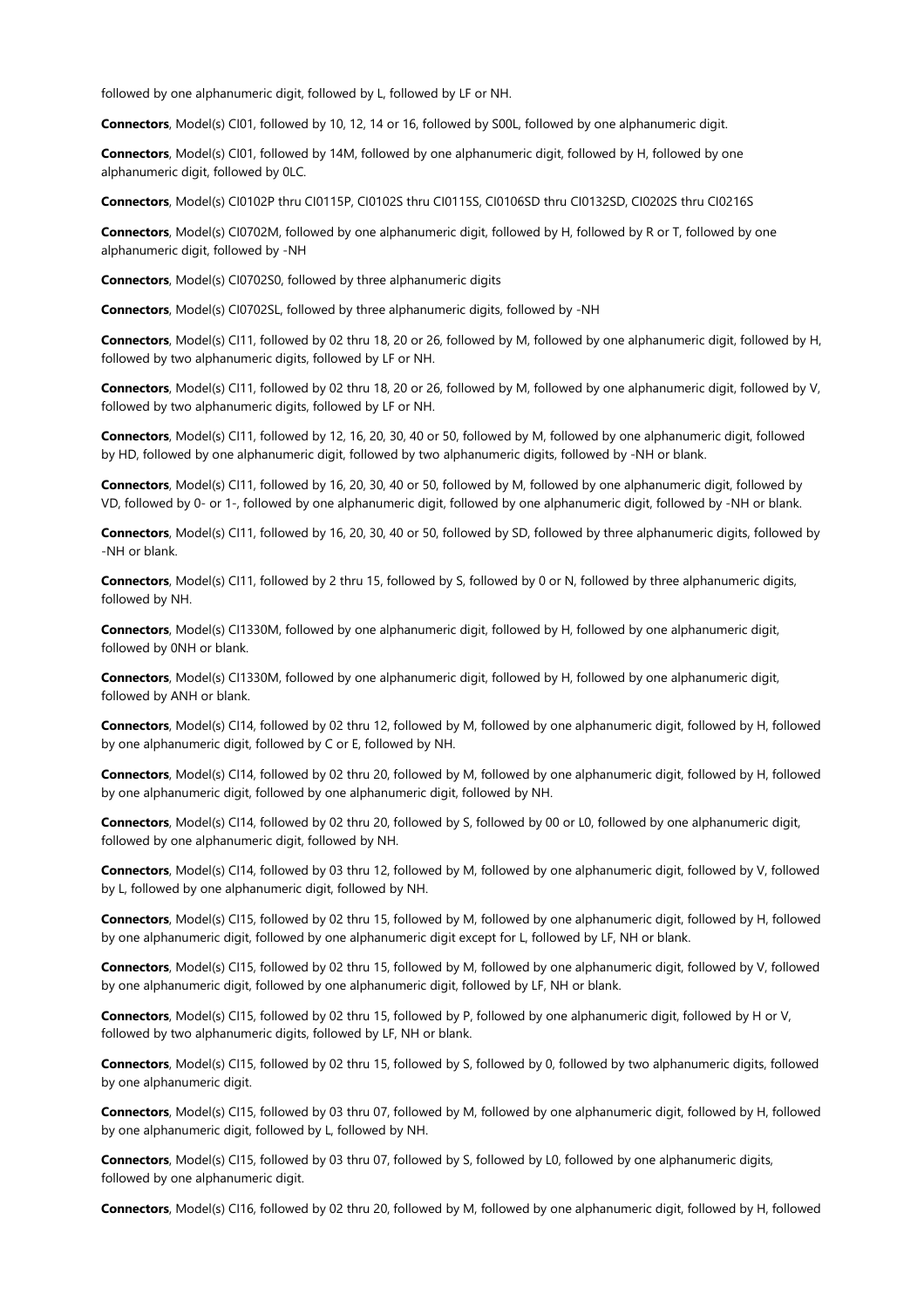followed by one alphanumeric digit, followed by L, followed by LF or NH.

**Connectors**, Model(s) CI01, followed by 10, 12, 14 or 16, followed by S00L, followed by one alphanumeric digit.

**Connectors**, Model(s) CI01, followed by 14M, followed by one alphanumeric digit, followed by H, followed by one alphanumeric digit, followed by 0LC.

**Connectors**, Model(s) CI0102P thru CI0115P, CI0102S thru CI0115S, CI0106SD thru CI0132SD, CI0202S thru CI0216S

**Connectors**, Model(s) CI0702M, followed by one alphanumeric digit, followed by H, followed by R or T, followed by one alphanumeric digit, followed by -NH

**Connectors**, Model(s) CI0702S0, followed by three alphanumeric digits

**Connectors**, Model(s) CI0702SL, followed by three alphanumeric digits, followed by -NH

**Connectors**, Model(s) CI11, followed by 02 thru 18, 20 or 26, followed by M, followed by one alphanumeric digit, followed by H, followed by two alphanumeric digits, followed by LF or NH.

**Connectors**, Model(s) CI11, followed by 02 thru 18, 20 or 26, followed by M, followed by one alphanumeric digit, followed by V, followed by two alphanumeric digits, followed by LF or NH.

**Connectors**, Model(s) CI11, followed by 12, 16, 20, 30, 40 or 50, followed by M, followed by one alphanumeric digit, followed by HD, followed by one alphanumeric digit, followed by two alphanumeric digits, followed by -NH or blank.

**Connectors**, Model(s) CI11, followed by 16, 20, 30, 40 or 50, followed by M, followed by one alphanumeric digit, followed by VD, followed by 0- or 1-, followed by one alphanumeric digit, followed by one alphanumeric digit, followed by -NH or blank.

**Connectors**, Model(s) CI11, followed by 16, 20, 30, 40 or 50, followed by SD, followed by three alphanumeric digits, followed by -NH or blank.

**Connectors**, Model(s) CI11, followed by 2 thru 15, followed by S, followed by 0 or N, followed by three alphanumeric digits, followed by NH.

**Connectors**, Model(s) CI1330M, followed by one alphanumeric digit, followed by H, followed by one alphanumeric digit, followed by 0NH or blank.

**Connectors**, Model(s) CI1330M, followed by one alphanumeric digit, followed by H, followed by one alphanumeric digit, followed by ANH or blank.

**Connectors**, Model(s) CI14, followed by 02 thru 12, followed by M, followed by one alphanumeric digit, followed by H, followed by one alphanumeric digit, followed by C or E, followed by NH.

**Connectors**, Model(s) CI14, followed by 02 thru 20, followed by M, followed by one alphanumeric digit, followed by H, followed by one alphanumeric digit, followed by one alphanumeric digit, followed by NH.

**Connectors**, Model(s) CI14, followed by 02 thru 20, followed by S, followed by 00 or L0, followed by one alphanumeric digit, followed by one alphanumeric digit, followed by NH.

**Connectors**, Model(s) CI14, followed by 03 thru 12, followed by M, followed by one alphanumeric digit, followed by V, followed by L, followed by one alphanumeric digit, followed by NH.

**Connectors**, Model(s) CI15, followed by 02 thru 15, followed by M, followed by one alphanumeric digit, followed by H, followed by one alphanumeric digit, followed by one alphanumeric digit except for L, followed by LF, NH or blank.

**Connectors**, Model(s) CI15, followed by 02 thru 15, followed by M, followed by one alphanumeric digit, followed by V, followed by one alphanumeric digit, followed by one alphanumeric digit, followed by LF, NH or blank.

**Connectors**, Model(s) CI15, followed by 02 thru 15, followed by P, followed by one alphanumeric digit, followed by H or V, followed by two alphanumeric digits, followed by LF, NH or blank.

**Connectors**, Model(s) CI15, followed by 02 thru 15, followed by S, followed by 0, followed by two alphanumeric digits, followed by one alphanumeric digit.

**Connectors**, Model(s) CI15, followed by 03 thru 07, followed by M, followed by one alphanumeric digit, followed by H, followed by one alphanumeric digit, followed by L, followed by NH.

**Connectors**, Model(s) CI15, followed by 03 thru 07, followed by S, followed by L0, followed by one alphanumeric digits, followed by one alphanumeric digit.

**Connectors**, Model(s) CI16, followed by 02 thru 20, followed by M, followed by one alphanumeric digit, followed by H, followed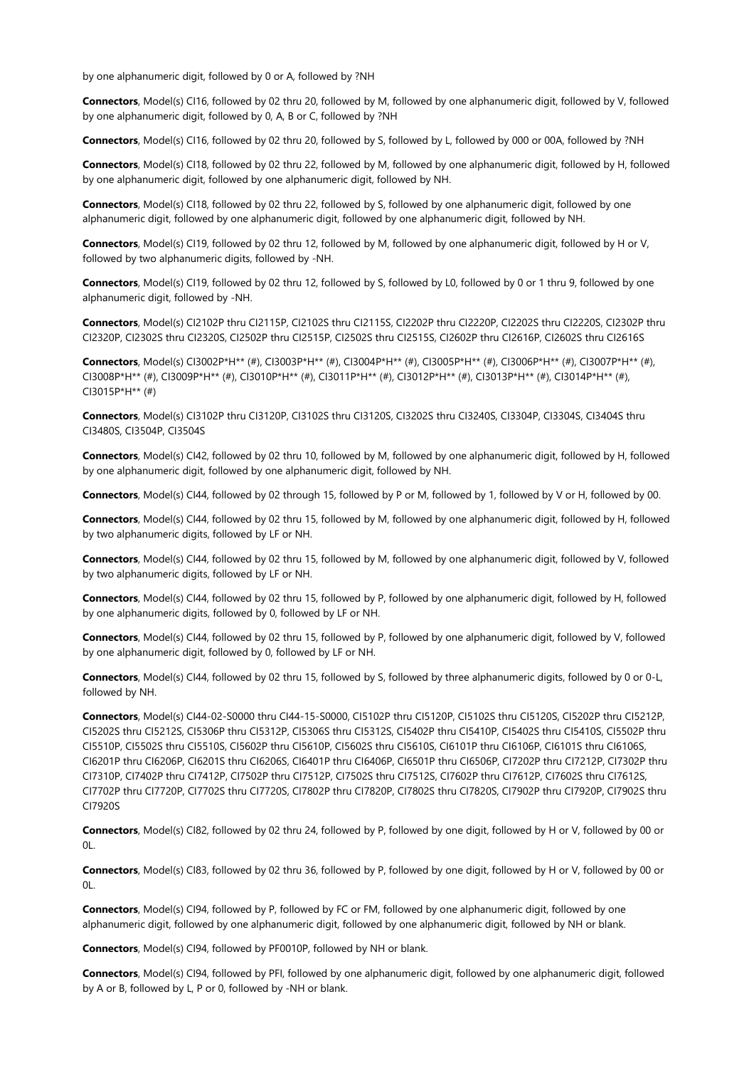by one alphanumeric digit, followed by 0 or A, followed by ?NH

**Connectors**, Model(s) CI16, followed by 02 thru 20, followed by M, followed by one alphanumeric digit, followed by V, followed by one alphanumeric digit, followed by 0, A, B or C, followed by ?NH

**Connectors**, Model(s) CI16, followed by 02 thru 20, followed by S, followed by L, followed by 000 or 00A, followed by ?NH

**Connectors**, Model(s) CI18, followed by 02 thru 22, followed by M, followed by one alphanumeric digit, followed by H, followed by one alphanumeric digit, followed by one alphanumeric digit, followed by NH.

**Connectors**, Model(s) CI18, followed by 02 thru 22, followed by S, followed by one alphanumeric digit, followed by one alphanumeric digit, followed by one alphanumeric digit, followed by one alphanumeric digit, followed by NH.

**Connectors**, Model(s) CI19, followed by 02 thru 12, followed by M, followed by one alphanumeric digit, followed by H or V, followed by two alphanumeric digits, followed by -NH.

**Connectors**, Model(s) CI19, followed by 02 thru 12, followed by S, followed by L0, followed by 0 or 1 thru 9, followed by one alphanumeric digit, followed by -NH.

**Connectors**, Model(s) CI2102P thru CI2115P, CI2102S thru CI2115S, CI2202P thru CI2220P, CI2202S thru CI2220S, CI2302P thru CI2320P, CI2302S thru CI2320S, CI2502P thru CI2515P, CI2502S thru CI2515S, CI2602P thru CI2616P, CI2602S thru CI2616S

**Connectors**, Model(s) CI3002P*H** (#), CI3003P*H** (#), CI3004P*H** (#), CI3005P*H** (#), CI3006P*H** (#), CI3007P*H** (#), CI3008P*H** (#), CI3009P*H** (#), CI3010P*H** (#), CI3011P*H** (#), CI3012P*H** (#), CI3013P*H** (#), CI3014P*H** (#), CI3015P*H** (#)

**Connectors**, Model(s) CI3102P thru CI3120P, CI3102S thru CI3120S, CI3202S thru CI3240S, CI3304P, CI3304S, CI3404S thru CI3480S, CI3504P, CI3504S

**Connectors**, Model(s) CI42, followed by 02 thru 10, followed by M, followed by one alphanumeric digit, followed by H, followed by one alphanumeric digit, followed by one alphanumeric digit, followed by NH.

**Connectors**, Model(s) CI44, followed by 02 through 15, followed by P or M, followed by 1, followed by V or H, followed by 00.

**Connectors**, Model(s) CI44, followed by 02 thru 15, followed by M, followed by one alphanumeric digit, followed by H, followed by two alphanumeric digits, followed by LF or NH.

**Connectors**, Model(s) CI44, followed by 02 thru 15, followed by M, followed by one alphanumeric digit, followed by V, followed by two alphanumeric digits, followed by LF or NH.

**Connectors**, Model(s) CI44, followed by 02 thru 15, followed by P, followed by one alphanumeric digit, followed by H, followed by one alphanumeric digits, followed by 0, followed by LF or NH.

**Connectors**, Model(s) CI44, followed by 02 thru 15, followed by P, followed by one alphanumeric digit, followed by V, followed by one alphanumeric digit, followed by 0, followed by LF or NH.

**Connectors**, Model(s) CI44, followed by 02 thru 15, followed by S, followed by three alphanumeric digits, followed by 0 or 0-L, followed by NH.

**Connectors**, Model(s) CI44-02-S0000 thru CI44-15-S0000, CI5102P thru CI5120P, CI5102S thru CI5120S, CI5202P thru CI5212P, CI5202S thru CI5212S, CI5306P thru CI5312P, CI5306S thru CI5312S, CI5402P thru CI5410P, CI5402S thru CI5410S, CI5502P thru CI5510P, CI5502S thru CI5510S, CI5602P thru CI5610P, CI5602S thru CI5610S, CI6101P thru CI6106P, CI6101S thru CI6106S, CI6201P thru CI6206P, CI6201S thru CI6206S, CI6401P thru CI6406P, CI6501P thru CI6506P, CI7202P thru CI7212P, CI7302P thru CI7310P, CI7402P thru CI7412P, CI7502P thru CI7512P, CI7502S thru CI7512S, CI7602P thru CI7612P, CI7602S thru CI7612S, CI7702P thru CI7720P, CI7702S thru CI7720S, CI7802P thru CI7820P, CI7802S thru CI7820S, CI7902P thru CI7920P, CI7902S thru CI7920S

**Connectors**, Model(s) CI82, followed by 02 thru 24, followed by P, followed by one digit, followed by H or V, followed by 00 or 0L.

**Connectors**, Model(s) CI83, followed by 02 thru 36, followed by P, followed by one digit, followed by H or V, followed by 00 or 0L.

**Connectors**, Model(s) CI94, followed by P, followed by FC or FM, followed by one alphanumeric digit, followed by one alphanumeric digit, followed by one alphanumeric digit, followed by one alphanumeric digit, followed by NH or blank.

**Connectors**, Model(s) CI94, followed by PF0010P, followed by NH or blank.

**Connectors**, Model(s) CI94, followed by PFI, followed by one alphanumeric digit, followed by one alphanumeric digit, followed by A or B, followed by L, P or 0, followed by -NH or blank.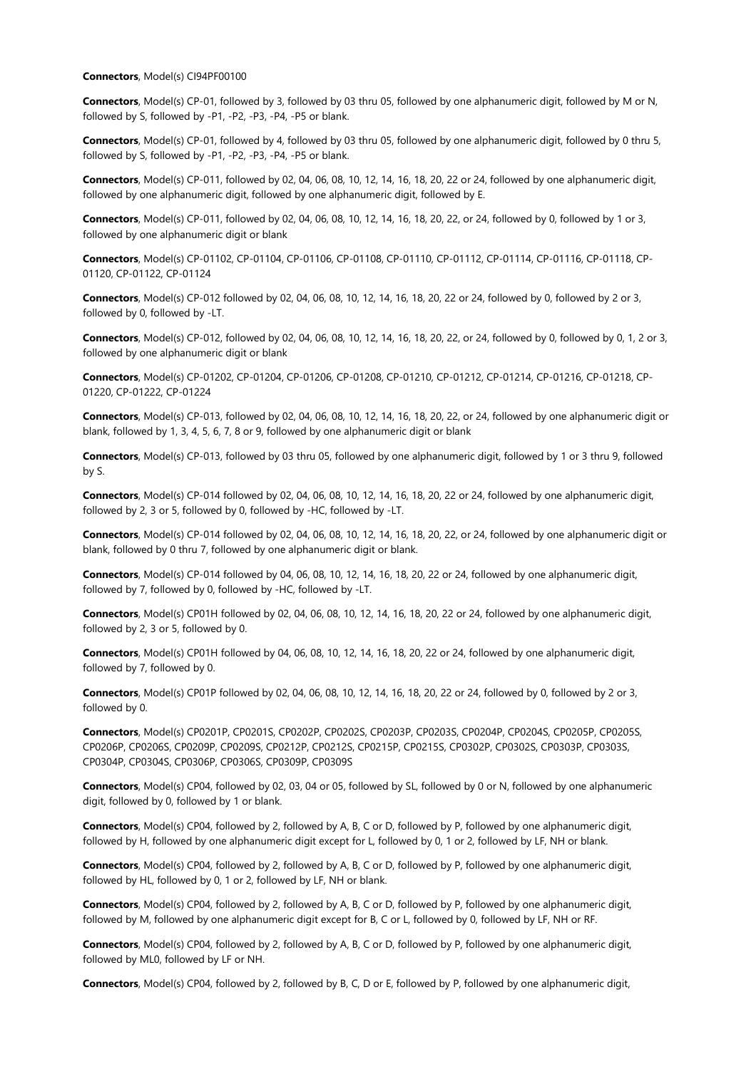**Connectors**, Model(s) CI94PF00100

**Connectors**, Model(s) CP-01, followed by 3, followed by 03 thru 05, followed by one alphanumeric digit, followed by M or N, followed by S, followed by -P1, -P2, -P3, -P4, -P5 or blank.

**Connectors**, Model(s) CP-01, followed by 4, followed by 03 thru 05, followed by one alphanumeric digit, followed by 0 thru 5, followed by S, followed by -P1, -P2, -P3, -P4, -P5 or blank.

**Connectors**, Model(s) CP-011, followed by 02, 04, 06, 08, 10, 12, 14, 16, 18, 20, 22 or 24, followed by one alphanumeric digit, followed by one alphanumeric digit, followed by one alphanumeric digit, followed by E.

**Connectors**, Model(s) CP-011, followed by 02, 04, 06, 08, 10, 12, 14, 16, 18, 20, 22, or 24, followed by 0, followed by 1 or 3, followed by one alphanumeric digit or blank

**Connectors**, Model(s) CP-01102, CP-01104, CP-01106, CP-01108, CP-01110, CP-01112, CP-01114, CP-01116, CP-01118, CP-01120, CP-01122, CP-01124

**Connectors**, Model(s) CP-012 followed by 02, 04, 06, 08, 10, 12, 14, 16, 18, 20, 22 or 24, followed by 0, followed by 2 or 3, followed by 0, followed by -LT.

**Connectors**, Model(s) CP-012, followed by 02, 04, 06, 08, 10, 12, 14, 16, 18, 20, 22, or 24, followed by 0, followed by 0, 1, 2 or 3, followed by one alphanumeric digit or blank

**Connectors**, Model(s) CP-01202, CP-01204, CP-01206, CP-01208, CP-01210, CP-01212, CP-01214, CP-01216, CP-01218, CP-01220, CP-01222, CP-01224

**Connectors**, Model(s) CP-013, followed by 02, 04, 06, 08, 10, 12, 14, 16, 18, 20, 22, or 24, followed by one alphanumeric digit or blank, followed by 1, 3, 4, 5, 6, 7, 8 or 9, followed by one alphanumeric digit or blank

**Connectors**, Model(s) CP-013, followed by 03 thru 05, followed by one alphanumeric digit, followed by 1 or 3 thru 9, followed by S.

**Connectors**, Model(s) CP-014 followed by 02, 04, 06, 08, 10, 12, 14, 16, 18, 20, 22 or 24, followed by one alphanumeric digit, followed by 2, 3 or 5, followed by 0, followed by -HC, followed by -LT.

**Connectors**, Model(s) CP-014 followed by 02, 04, 06, 08, 10, 12, 14, 16, 18, 20, 22, or 24, followed by one alphanumeric digit or blank, followed by 0 thru 7, followed by one alphanumeric digit or blank.

**Connectors**, Model(s) CP-014 followed by 04, 06, 08, 10, 12, 14, 16, 18, 20, 22 or 24, followed by one alphanumeric digit, followed by 7, followed by 0, followed by -HC, followed by -LT.

**Connectors**, Model(s) CP01H followed by 02, 04, 06, 08, 10, 12, 14, 16, 18, 20, 22 or 24, followed by one alphanumeric digit, followed by 2, 3 or 5, followed by 0.

**Connectors**, Model(s) CP01H followed by 04, 06, 08, 10, 12, 14, 16, 18, 20, 22 or 24, followed by one alphanumeric digit, followed by 7, followed by 0.

**Connectors**, Model(s) CP01P followed by 02, 04, 06, 08, 10, 12, 14, 16, 18, 20, 22 or 24, followed by 0, followed by 2 or 3, followed by 0.

**Connectors**, Model(s) CP0201P, CP0201S, CP0202P, CP0202S, CP0203P, CP0203S, CP0204P, CP0204S, CP0205P, CP0205S, CP0206P, CP0206S, CP0209P, CP0209S, CP0212P, CP0212S, CP0215P, CP0215S, CP0302P, CP0302S, CP0303P, CP0303S, CP0304P, CP0304S, CP0306P, CP0306S, CP0309P, CP0309S

**Connectors**, Model(s) CP04, followed by 02, 03, 04 or 05, followed by SL, followed by 0 or N, followed by one alphanumeric digit, followed by 0, followed by 1 or blank.

**Connectors**, Model(s) CP04, followed by 2, followed by A, B, C or D, followed by P, followed by one alphanumeric digit, followed by H, followed by one alphanumeric digit except for L, followed by 0, 1 or 2, followed by LF, NH or blank.

**Connectors**, Model(s) CP04, followed by 2, followed by A, B, C or D, followed by P, followed by one alphanumeric digit, followed by HL, followed by 0, 1 or 2, followed by LF, NH or blank.

**Connectors**, Model(s) CP04, followed by 2, followed by A, B, C or D, followed by P, followed by one alphanumeric digit, followed by M, followed by one alphanumeric digit except for B, C or L, followed by 0, followed by LF, NH or RF.

**Connectors**, Model(s) CP04, followed by 2, followed by A, B, C or D, followed by P, followed by one alphanumeric digit, followed by ML0, followed by LF or NH.

**Connectors**, Model(s) CP04, followed by 2, followed by B, C, D or E, followed by P, followed by one alphanumeric digit,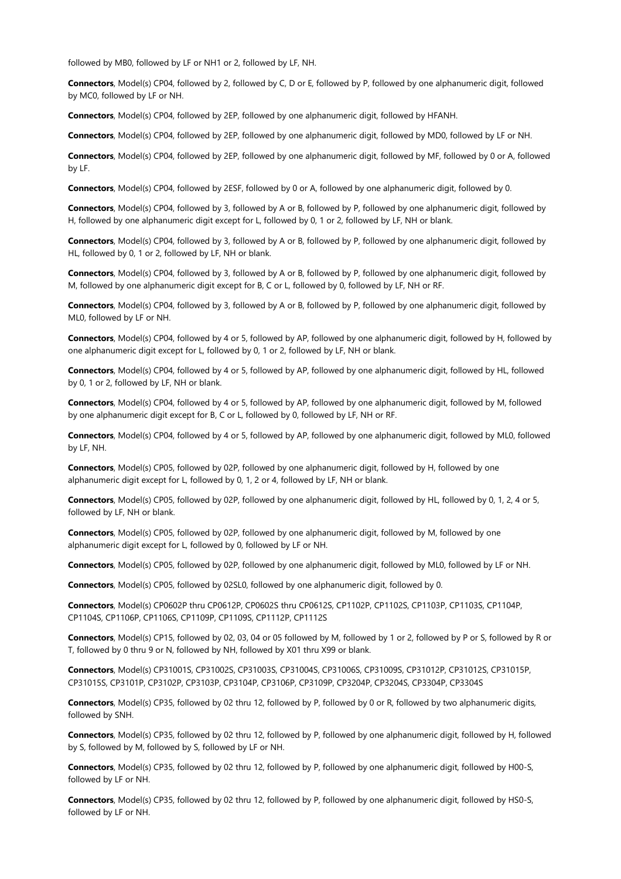followed by MB0, followed by LF or NH1 or 2, followed by LF, NH.

**Connectors**, Model(s) CP04, followed by 2, followed by C, D or E, followed by P, followed by one alphanumeric digit, followed by MC0, followed by LF or NH.

**Connectors**, Model(s) CP04, followed by 2EP, followed by one alphanumeric digit, followed by HFANH.

**Connectors**, Model(s) CP04, followed by 2EP, followed by one alphanumeric digit, followed by MD0, followed by LF or NH.

**Connectors**, Model(s) CP04, followed by 2EP, followed by one alphanumeric digit, followed by MF, followed by 0 or A, followed by LF.

**Connectors**, Model(s) CP04, followed by 2ESF, followed by 0 or A, followed by one alphanumeric digit, followed by 0.

**Connectors**, Model(s) CP04, followed by 3, followed by A or B, followed by P, followed by one alphanumeric digit, followed by H, followed by one alphanumeric digit except for L, followed by 0, 1 or 2, followed by LF, NH or blank.

**Connectors**, Model(s) CP04, followed by 3, followed by A or B, followed by P, followed by one alphanumeric digit, followed by HL, followed by 0, 1 or 2, followed by LF, NH or blank.

**Connectors**, Model(s) CP04, followed by 3, followed by A or B, followed by P, followed by one alphanumeric digit, followed by M, followed by one alphanumeric digit except for B, C or L, followed by 0, followed by LF, NH or RF.

**Connectors**, Model(s) CP04, followed by 3, followed by A or B, followed by P, followed by one alphanumeric digit, followed by ML0, followed by LF or NH.

**Connectors**, Model(s) CP04, followed by 4 or 5, followed by AP, followed by one alphanumeric digit, followed by H, followed by one alphanumeric digit except for L, followed by 0, 1 or 2, followed by LF, NH or blank.

**Connectors**, Model(s) CP04, followed by 4 or 5, followed by AP, followed by one alphanumeric digit, followed by HL, followed by 0, 1 or 2, followed by LF, NH or blank.

**Connectors**, Model(s) CP04, followed by 4 or 5, followed by AP, followed by one alphanumeric digit, followed by M, followed by one alphanumeric digit except for B, C or L, followed by 0, followed by LF, NH or RF.

**Connectors**, Model(s) CP04, followed by 4 or 5, followed by AP, followed by one alphanumeric digit, followed by ML0, followed by LF, NH.

**Connectors**, Model(s) CP05, followed by 02P, followed by one alphanumeric digit, followed by H, followed by one alphanumeric digit except for L, followed by 0, 1, 2 or 4, followed by LF, NH or blank.

**Connectors**, Model(s) CP05, followed by 02P, followed by one alphanumeric digit, followed by HL, followed by 0, 1, 2, 4 or 5, followed by LF, NH or blank.

**Connectors**, Model(s) CP05, followed by 02P, followed by one alphanumeric digit, followed by M, followed by one alphanumeric digit except for L, followed by 0, followed by LF or NH.

**Connectors**, Model(s) CP05, followed by 02P, followed by one alphanumeric digit, followed by ML0, followed by LF or NH.

**Connectors**, Model(s) CP05, followed by 02SL0, followed by one alphanumeric digit, followed by 0.

**Connectors**, Model(s) CP0602P thru CP0612P, CP0602S thru CP0612S, CP1102P, CP1102S, CP1103P, CP1103S, CP1104P, CP1104S, CP1106P, CP1106S, CP1109P, CP1109S, CP1112P, CP1112S

**Connectors**, Model(s) CP15, followed by 02, 03, 04 or 05 followed by M, followed by 1 or 2, followed by P or S, followed by R or T, followed by 0 thru 9 or N, followed by NH, followed by X01 thru X99 or blank.

**Connectors**, Model(s) CP31001S, CP31002S, CP31003S, CP31004S, CP31006S, CP31009S, CP31012P, CP31012S, CP31015P, CP31015S, CP3101P, CP3102P, CP3103P, CP3104P, CP3106P, CP3109P, CP3204P, CP3204S, CP3304P, CP3304S

**Connectors**, Model(s) CP35, followed by 02 thru 12, followed by P, followed by 0 or R, followed by two alphanumeric digits, followed by SNH.

**Connectors**, Model(s) CP35, followed by 02 thru 12, followed by P, followed by one alphanumeric digit, followed by H, followed by S, followed by M, followed by S, followed by LF or NH.

**Connectors**, Model(s) CP35, followed by 02 thru 12, followed by P, followed by one alphanumeric digit, followed by H00-S, followed by LF or NH.

**Connectors**, Model(s) CP35, followed by 02 thru 12, followed by P, followed by one alphanumeric digit, followed by HS0-S, followed by LF or NH.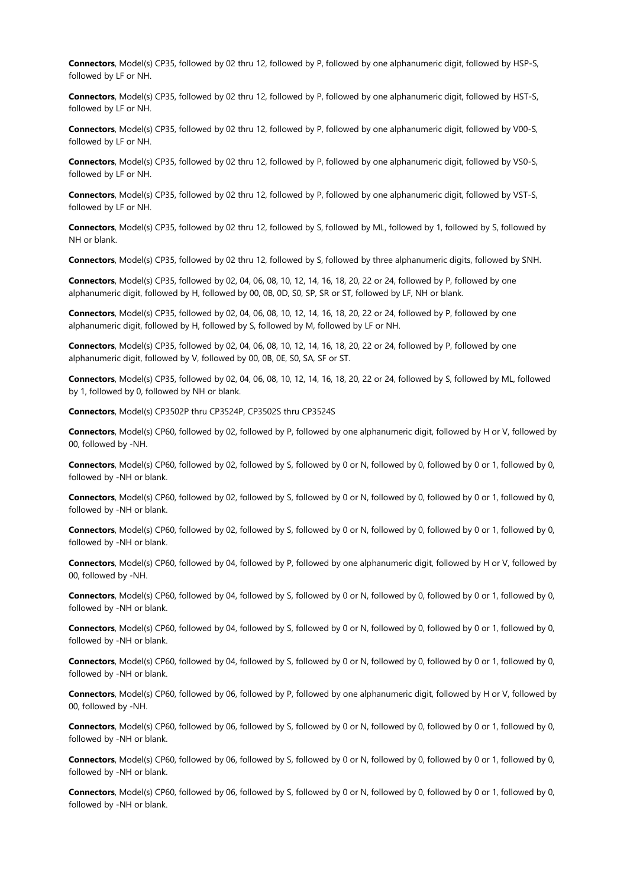**Connectors**, Model(s) CP35, followed by 02 thru 12, followed by P, followed by one alphanumeric digit, followed by HSP-S, followed by LF or NH.

**Connectors**, Model(s) CP35, followed by 02 thru 12, followed by P, followed by one alphanumeric digit, followed by HST-S, followed by LF or NH.

**Connectors**, Model(s) CP35, followed by 02 thru 12, followed by P, followed by one alphanumeric digit, followed by V00-S, followed by LF or NH.

**Connectors**, Model(s) CP35, followed by 02 thru 12, followed by P, followed by one alphanumeric digit, followed by VS0-S, followed by LF or NH.

**Connectors**, Model(s) CP35, followed by 02 thru 12, followed by P, followed by one alphanumeric digit, followed by VST-S, followed by LF or NH.

**Connectors**, Model(s) CP35, followed by 02 thru 12, followed by S, followed by ML, followed by 1, followed by S, followed by NH or blank.

**Connectors**, Model(s) CP35, followed by 02 thru 12, followed by S, followed by three alphanumeric digits, followed by SNH.

**Connectors**, Model(s) CP35, followed by 02, 04, 06, 08, 10, 12, 14, 16, 18, 20, 22 or 24, followed by P, followed by one alphanumeric digit, followed by H, followed by 00, 0B, 0D, S0, SP, SR or ST, followed by LF, NH or blank.

**Connectors**, Model(s) CP35, followed by 02, 04, 06, 08, 10, 12, 14, 16, 18, 20, 22 or 24, followed by P, followed by one alphanumeric digit, followed by H, followed by S, followed by M, followed by LF or NH.

**Connectors**, Model(s) CP35, followed by 02, 04, 06, 08, 10, 12, 14, 16, 18, 20, 22 or 24, followed by P, followed by one alphanumeric digit, followed by V, followed by 00, 0B, 0E, S0, SA, SF or ST.

**Connectors**, Model(s) CP35, followed by 02, 04, 06, 08, 10, 12, 14, 16, 18, 20, 22 or 24, followed by S, followed by ML, followed by 1, followed by 0, followed by NH or blank.

**Connectors**, Model(s) CP3502P thru CP3524P, CP3502S thru CP3524S

**Connectors**, Model(s) CP60, followed by 02, followed by P, followed by one alphanumeric digit, followed by H or V, followed by 00, followed by -NH.

**Connectors**, Model(s) CP60, followed by 02, followed by S, followed by 0 or N, followed by 0, followed by 0 or 1, followed by 0, followed by -NH or blank.

**Connectors**, Model(s) CP60, followed by 02, followed by S, followed by 0 or N, followed by 0, followed by 0 or 1, followed by 0, followed by -NH or blank.

**Connectors**, Model(s) CP60, followed by 02, followed by S, followed by 0 or N, followed by 0, followed by 0 or 1, followed by 0, followed by -NH or blank.

**Connectors**, Model(s) CP60, followed by 04, followed by P, followed by one alphanumeric digit, followed by H or V, followed by 00, followed by -NH.

**Connectors**, Model(s) CP60, followed by 04, followed by S, followed by 0 or N, followed by 0, followed by 0 or 1, followed by 0, followed by -NH or blank.

**Connectors**, Model(s) CP60, followed by 04, followed by S, followed by 0 or N, followed by 0, followed by 0 or 1, followed by 0, followed by -NH or blank.

**Connectors**, Model(s) CP60, followed by 04, followed by S, followed by 0 or N, followed by 0, followed by 0 or 1, followed by 0, followed by -NH or blank.

**Connectors**, Model(s) CP60, followed by 06, followed by P, followed by one alphanumeric digit, followed by H or V, followed by 00, followed by -NH.

**Connectors**, Model(s) CP60, followed by 06, followed by S, followed by 0 or N, followed by 0, followed by 0 or 1, followed by 0, followed by -NH or blank.

**Connectors**, Model(s) CP60, followed by 06, followed by S, followed by 0 or N, followed by 0, followed by 0 or 1, followed by 0, followed by -NH or blank.

**Connectors**, Model(s) CP60, followed by 06, followed by S, followed by 0 or N, followed by 0, followed by 0 or 1, followed by 0, followed by -NH or blank.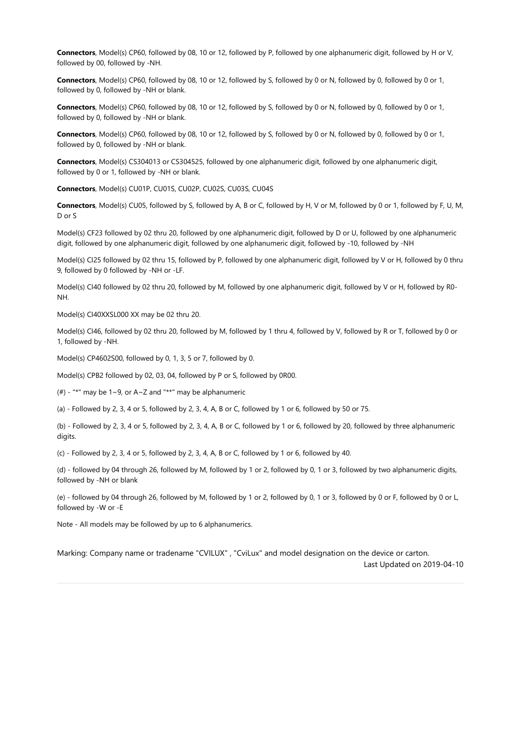**Connectors**, Model(s) CP60, followed by 08, 10 or 12, followed by P, followed by one alphanumeric digit, followed by H or V, followed by 00, followed by -NH.

**Connectors**, Model(s) CP60, followed by 08, 10 or 12, followed by S, followed by 0 or N, followed by 0, followed by 0 or 1, followed by 0, followed by -NH or blank.

**Connectors**, Model(s) CP60, followed by 08, 10 or 12, followed by S, followed by 0 or N, followed by 0, followed by 0 or 1, followed by 0, followed by -NH or blank.

**Connectors**, Model(s) CP60, followed by 08, 10 or 12, followed by S, followed by 0 or N, followed by 0, followed by 0 or 1, followed by 0, followed by -NH or blank.

**Connectors**, Model(s) CS304013 or CS304525, followed by one alphanumeric digit, followed by one alphanumeric digit, followed by 0 or 1, followed by -NH or blank.

**Connectors**, Model(s) CU01P, CU01S, CU02P, CU02S, CU03S, CU04S

**Connectors**, Model(s) CU05, followed by S, followed by A, B or C, followed by H, V or M, followed by 0 or 1, followed by F, U, M, D or S

Model(s) CF23 followed by 02 thru 20, followed by one alphanumeric digit, followed by D or U, followed by one alphanumeric digit, followed by one alphanumeric digit, followed by one alphanumeric digit, followed by -10, followed by -NH

Model(s) CI25 followed by 02 thru 15, followed by P, followed by one alphanumeric digit, followed by V or H, followed by 0 thru 9, followed by 0 followed by -NH or -LF.

Model(s) CI40 followed by 02 thru 20, followed by M, followed by one alphanumeric digit, followed by V or H, followed by R0-NH.

Model(s) CI40XXSL000 XX may be 02 thru 20.

Model(s) CI46, followed by 02 thru 20, followed by M, followed by 1 thru 4, followed by V, followed by R or T, followed by 0 or 1, followed by -NH.

Model(s) CP4602S00, followed by 0, 1, 3, 5 or 7, followed by 0.

Model(s) CPB2 followed by 02, 03, 04, followed by P or S, followed by 0R00.

(#) - "*" may be 1~9, or A~Z and "**" may be alphanumeric

(a) - Followed by 2, 3, 4 or 5, followed by 2, 3, 4, A, B or C, followed by 1 or 6, followed by 50 or 75.

(b) - Followed by 2, 3, 4 or 5, followed by 2, 3, 4, A, B or C, followed by 1 or 6, followed by 20, followed by three alphanumeric digits.

(c) - Followed by 2, 3, 4 or 5, followed by 2, 3, 4, A, B or C, followed by 1 or 6, followed by 40.

(d) - followed by 04 through 26, followed by M, followed by 1 or 2, followed by 0, 1 or 3, followed by two alphanumeric digits, followed by -NH or blank

(e) - followed by 04 through 26, followed by M, followed by 1 or 2, followed by 0, 1 or 3, followed by 0 or F, followed by 0 or L, followed by -W or -E

Note - All models may be followed by up to 6 alphanumerics.

Marking: Company name or tradename "CVILUX" , "CviLux" and model designation on the device or carton.

Last Updated on 2019-04-10